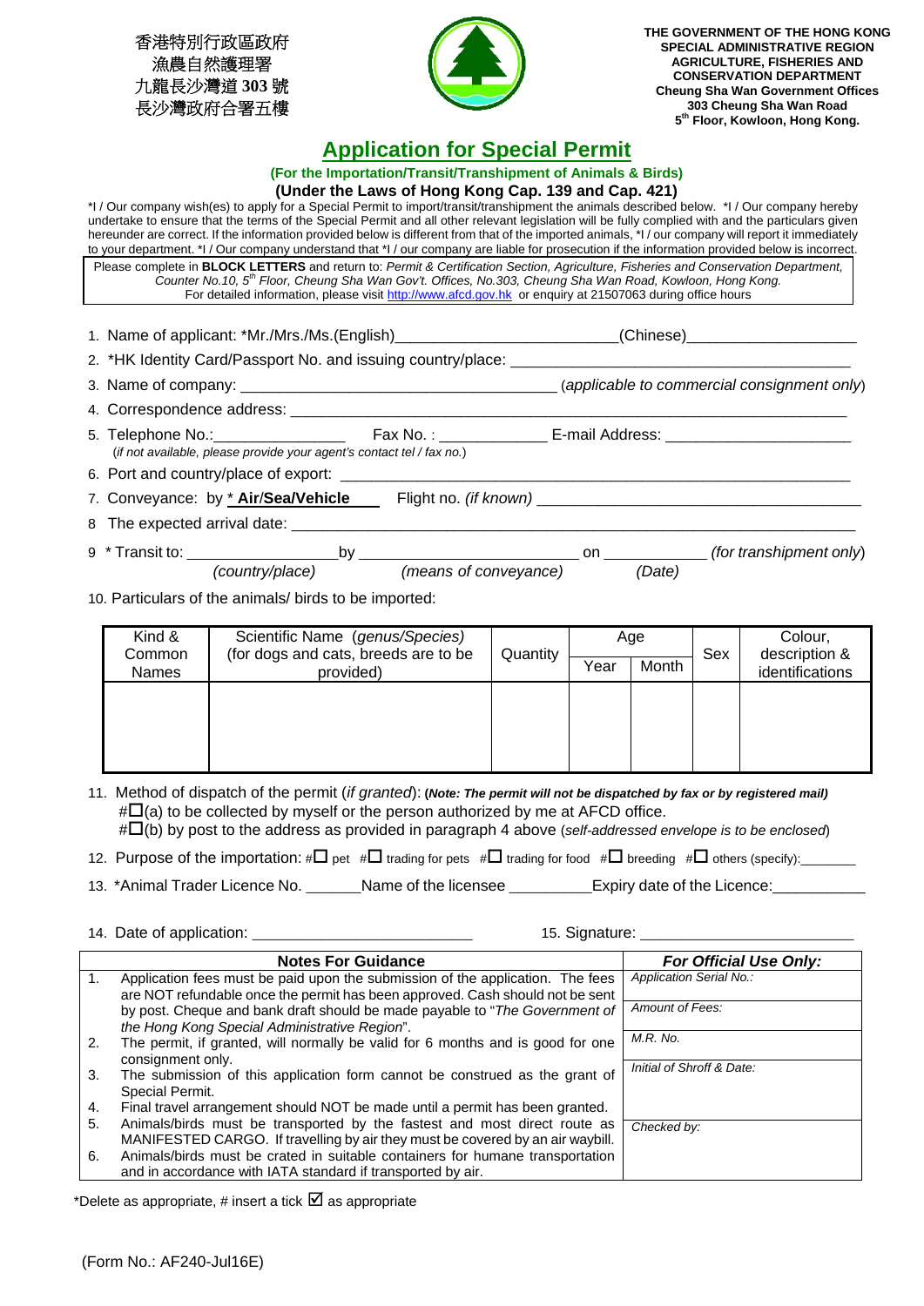香港特別行政區政府
漁農自然護理署
九龍長沙灣道 **303** 號
長沙灣政府合署五樓

**THE GOVERNMENT OF THE HONG KONG SPECIAL ADMINISTRATIVE REGION**
**AGRICULTURE, FISHERIES AND CONSERVATION DEPARTMENT**
**Cheung Sha Wan Government Offices**
**303 Cheung Sha Wan Road**
**5th Floor, Kowloon, Hong Kong.**

# Application for Special Permit

**(For the Importation/Transit/Transhipment of Animals & Birds)**

**(Under the Laws of Hong Kong Cap. 139 and Cap. 421)**

*I / Our company wish(es) to apply for a Special Permit to import/transit/transhipment the animals described below. *I / Our company hereby undertake to ensure that the terms of the Special Permit and all other relevant legislation will be fully complied with and the particulars given hereunder are correct. If the information provided below is different from that of the imported animals, *I / our company will report it immediately to your department. *I / Our company understand that *I / our company are liable for prosecution if the information provided below is incorrect.

Please complete in **BLOCK LETTERS** and return to: *Permit & Certification Section, Agriculture, Fisheries and Conservation Department, Counter No.10, 5th Floor, Cheung Sha Wan Gov't. Offices, No.303, Cheung Sha Wan Road, Kowloon, Hong Kong.*
For detailed information, please visit http://www.afcd.gov.hk or enquiry at 21507063 during office hours

1. Name of applicant: *Mr./Mrs./Ms.(English)__________________________(Chinese)____________________
2. *HK Identity Card/Passport No. and issuing country/place: ______________________________________
3. Name of company: ____________________________________ (*applicable to commercial consignment only*)
4. Correspondence address: ______________________________________________________________
5. Telephone No.:________________ Fax No. : _____________ E-mail Address: ______________________
   (*if not available, please provide your agent's contact tel / fax no.*)
6. Port and country/place of export: ________________________________________________________
7. Conveyance: by * **Air/Sea/Vehicle** Flight no. *(if known)* _____________________________________
8. The expected arrival date: _____________________________________________________________
9. * Transit to: _________________by _________________________ on ____________ *(for transhipment only)*
   *(country/place)* *(means of conveyance)* *(Date)*
10. Particulars of the animals/ birds to be imported:

| Kind & Common Names | Scientific Name (*genus/Species*) (for dogs and cats, breeds are to be provided) | Quantity | Age | | Sex | Colour, description & identifications |
|---|---|---|---|---|---|---|
| | | | Year | Month | | |
| | | | | | | |

11. Method of dispatch of the permit (*if granted*): **(*Note: The permit will not be dispatched by fax or by registered mail*)**
    #☐(a) to be collected by myself or the person authorized by me at AFCD office.
    #☐(b) by post to the address as provided in paragraph 4 above (*self-addressed envelope is to be enclosed*)
12. Purpose of the importation: #☐ pet #☐ trading for pets #☐ trading for food #☐ breeding #☐ others (specify):_______
13. *Animal Trader Licence No. _______Name of the licensee __________Expiry date of the Licence:___________
14. Date of application: __________________________ 15. Signature: __________________________

| | Notes For Guidance | *For Official Use Only:* |
|---|---|---|
| 1. | Application fees must be paid upon the submission of the application. The fees are NOT refundable once the permit has been approved. Cash should not be sent by post. Cheque and bank draft should be made payable to "*The Government of the Hong Kong Special Administrative Region*". | *Application Serial No.:* <br> *Amount of Fees:* |
| 2. | The permit, if granted, will normally be valid for 6 months and is good for one consignment only. | *M.R. No.* |
| 3. | The submission of this application form cannot be construed as the grant of Special Permit. | *Initial of Shroff & Date:* |
| 4. | Final travel arrangement should NOT be made until a permit has been granted. | |
| 5. | Animals/birds must be transported by the fastest and most direct route as MANIFESTED CARGO. If travelling by air they must be covered by an air waybill. | *Checked by:* |
| 6. | Animals/birds must be crated in suitable containers for humane transportation and in accordance with IATA standard if transported by air. | |

*Delete as appropriate, # insert a tick ☑ as appropriate

(Form No.: AF240-Jul16E)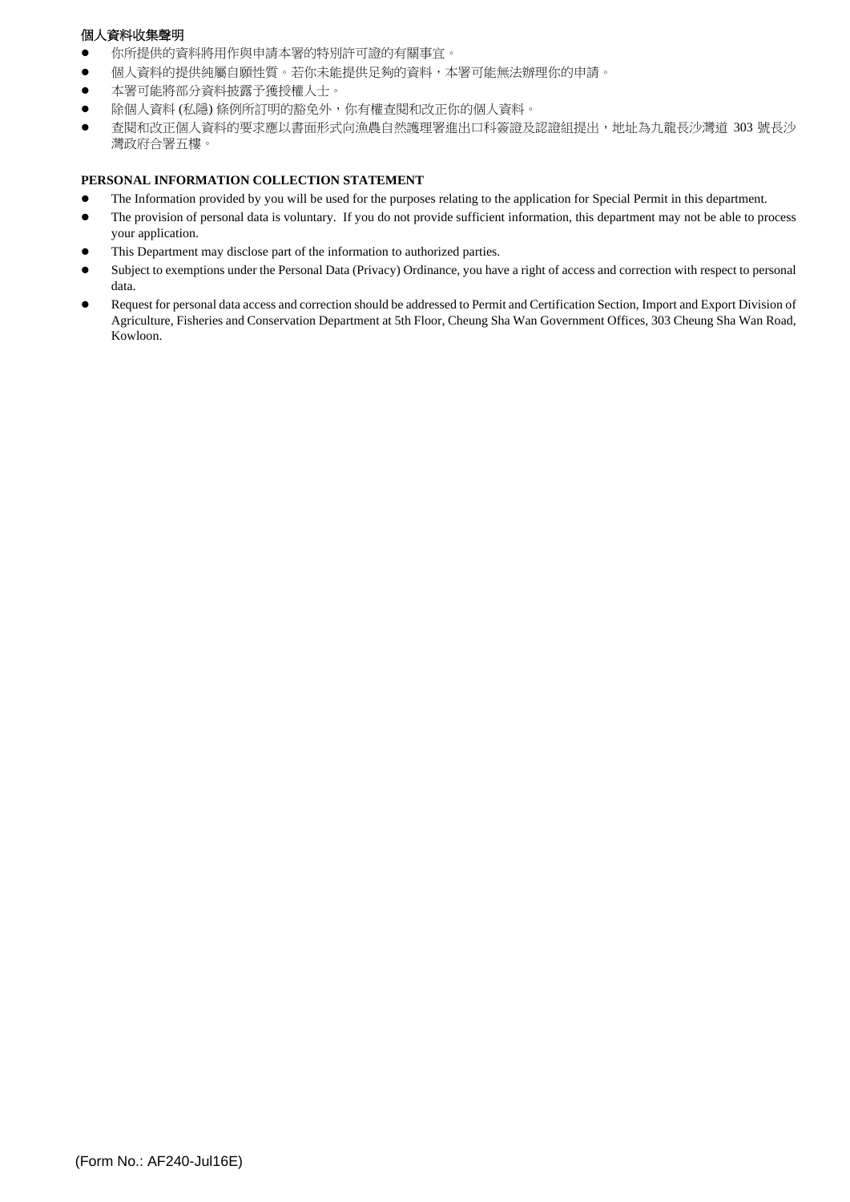**個人資料收集聲明**

- 你所提供的資料將用作與申請本署的特別許可證的有關事宜。
- 個人資料的提供純屬自願性質。若你未能提供足夠的資料，本署可能無法辦理你的申請。
- 本署可能將部分資料披露予獲授權人士。
- 除個人資料 (私隱) 條例所訂明的豁免外，你有權查閱和改正你的個人資料。
- 查閱和改正個人資料的要求應以書面形式向漁農自然護理署進出口科簽證及認證組提出，地址為九龍長沙灣道 303 號長沙灣政府合署五樓。

**PERSONAL INFORMATION COLLECTION STATEMENT**

- The Information provided by you will be used for the purposes relating to the application for Special Permit in this department.
- The provision of personal data is voluntary. If you do not provide sufficient information, this department may not be able to process your application.
- This Department may disclose part of the information to authorized parties.
- Subject to exemptions under the Personal Data (Privacy) Ordinance, you have a right of access and correction with respect to personal data.
- Request for personal data access and correction should be addressed to Permit and Certification Section, Import and Export Division of Agriculture, Fisheries and Conservation Department at 5th Floor, Cheung Sha Wan Government Offices, 303 Cheung Sha Wan Road, Kowloon.

(Form No.: AF240-Jul16E)